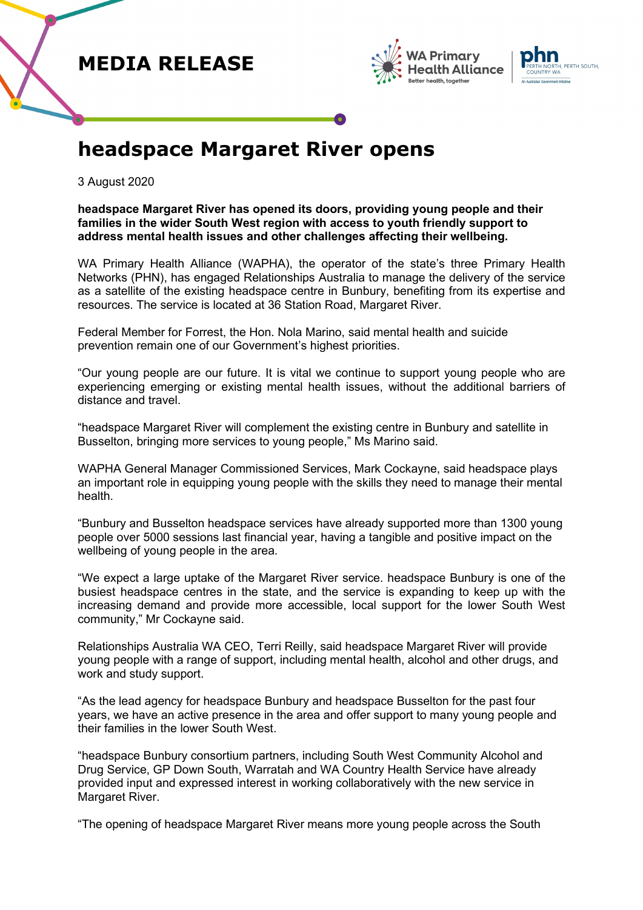# MEDIA RELEASE

# headspace Margaret River opens

3 August 2020

**headspace Margaret River has opened its doors, providing young people and their families in the wider South West region with access to youth friendly support to address mental health issues and other challenges affecting their wellbeing.**

WA Primary Health Alliance (WAPHA), the operator of the state's three Primary Health Networks (PHN), has engaged Relationships Australia to manage the delivery of the service as a satellite of the existing headspace centre in Bunbury, benefiting from its expertise and resources. The service is located at 36 Station Road, Margaret River.

Federal Member for Forrest, the Hon. Nola Marino, said mental health and suicide prevention remain one of our Government's highest priorities.

"Our young people are our future. It is vital we continue to support young people who are experiencing emerging or existing mental health issues, without the additional barriers of distance and travel.

"headspace Margaret River will complement the existing centre in Bunbury and satellite in Busselton, bringing more services to young people," Ms Marino said.

WAPHA General Manager Commissioned Services, Mark Cockayne, said headspace plays an important role in equipping young people with the skills they need to manage their mental health.

"Bunbury and Busselton headspace services have already supported more than 1300 young people over 5000 sessions last financial year, having a tangible and positive impact on the wellbeing of young people in the area.

"We expect a large uptake of the Margaret River service. headspace Bunbury is one of the busiest headspace centres in the state, and the service is expanding to keep up with the increasing demand and provide more accessible, local support for the lower South West community," Mr Cockayne said.

Relationships Australia WA CEO, Terri Reilly, said headspace Margaret River will provide young people with a range of support, including mental health, alcohol and other drugs, and work and study support.

"As the lead agency for headspace Bunbury and headspace Busselton for the past four years, we have an active presence in the area and offer support to many young people and their families in the lower South West.

"headspace Bunbury consortium partners, including South West Community Alcohol and Drug Service, GP Down South, Warratah and WA Country Health Service have already provided input and expressed interest in working collaboratively with the new service in Margaret River.

"The opening of headspace Margaret River means more young people across the South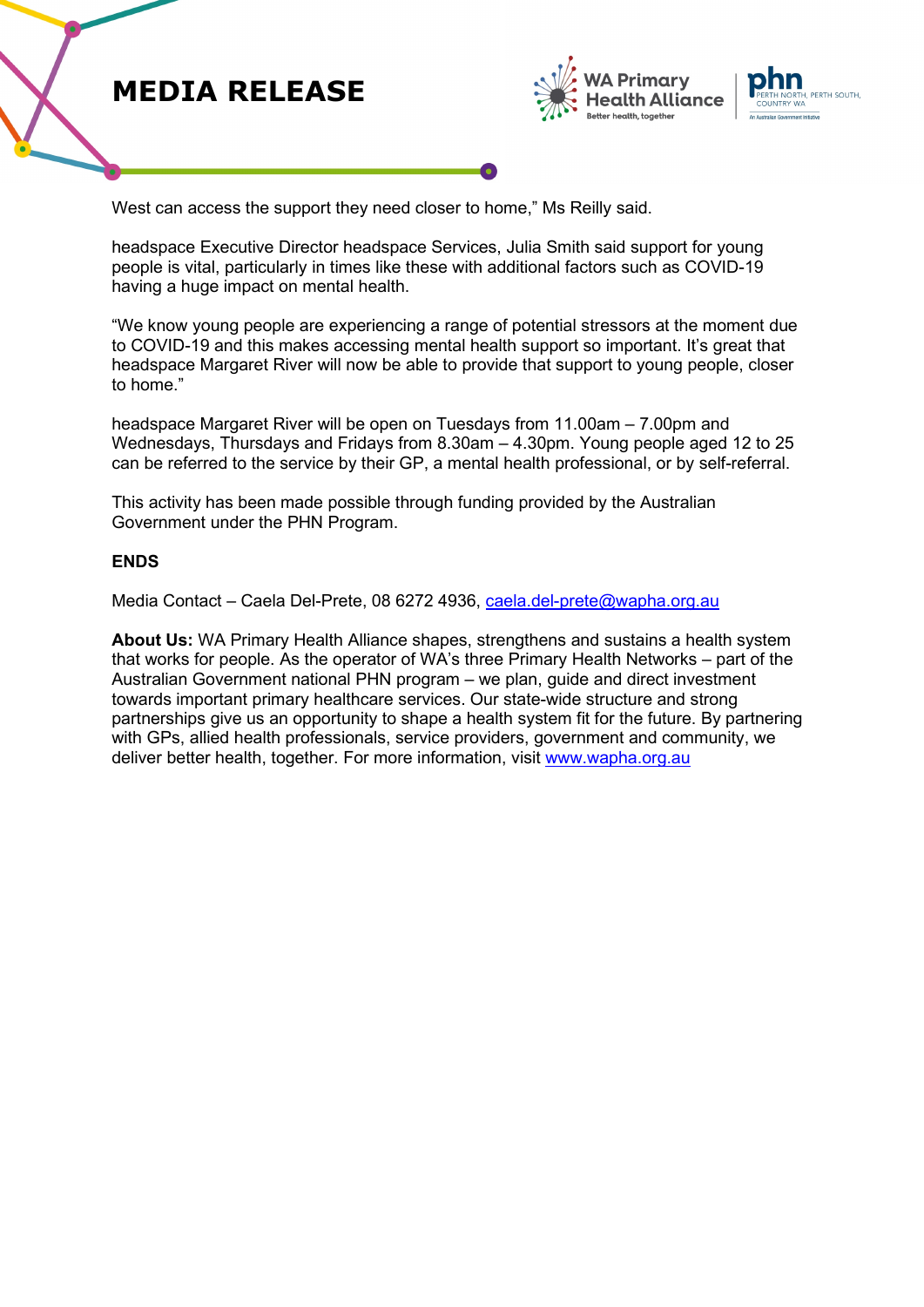West can access the support they need closer to home," Ms Reilly said.

headspace Executive Director headspace Services, Julia Smith said support for young people is vital, particularly in times like these with additional factors such as COVID-19 having a huge impact on mental health.

"We know young people are experiencing a range of potential stressors at the moment due to COVID-19 and this makes accessing mental health support so important. It's great that headspace Margaret River will now be able to provide that support to young people, closer to home."

headspace Margaret River will be open on Tuesdays from 11.00am – 7.00pm and Wednesdays, Thursdays and Fridays from 8.30am – 4.30pm. Young people aged 12 to 25 can be referred to the service by their GP, a mental health professional, or by self-referral.

This activity has been made possible through funding provided by the Australian Government under the PHN Program.

**ENDS**

Media Contact – Caela Del-Prete, 08 6272 4936, caela.del-prete@wapha.org.au

**About Us:** WA Primary Health Alliance shapes, strengthens and sustains a health system that works for people. As the operator of WA's three Primary Health Networks – part of the Australian Government national PHN program – we plan, guide and direct investment towards important primary healthcare services. Our state-wide structure and strong partnerships give us an opportunity to shape a health system fit for the future. By partnering with GPs, allied health professionals, service providers, government and community, we deliver better health, together. For more information, visit www.wapha.org.au